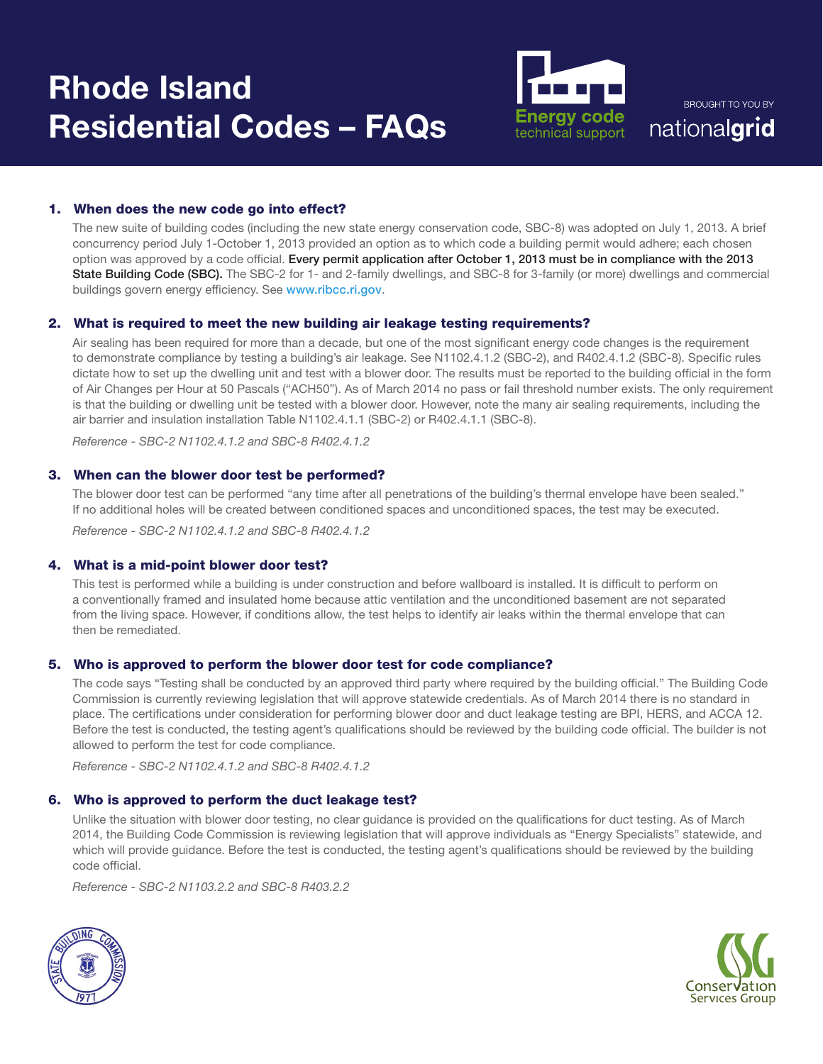# Rhode Island Residential Codes – FAQs

Energy code technical support

BROUGHT TO YOU BY nationalgrid

## 1. When does the new code go into effect?

The new suite of building codes (including the new state energy conservation code, SBC-8) was adopted on July 1, 2013. A brief concurrency period July 1-October 1, 2013 provided an option as to which code a building permit would adhere; each chosen option was approved by a code official. **Every permit application after October 1, 2013 must be in compliance with the 2013 State Building Code (SBC).** The SBC-2 for 1- and 2-family dwellings, and SBC-8 for 3-family (or more) dwellings and commercial buildings govern energy efficiency. See www.ribcc.ri.gov.

## 2. What is required to meet the new building air leakage testing requirements?

Air sealing has been required for more than a decade, but one of the most significant energy code changes is the requirement to demonstrate compliance by testing a building's air leakage. See N1102.4.1.2 (SBC-2), and R402.4.1.2 (SBC-8). Specific rules dictate how to set up the dwelling unit and test with a blower door. The results must be reported to the building official in the form of Air Changes per Hour at 50 Pascals ("ACH50"). As of March 2014 no pass or fail threshold number exists. The only requirement is that the building or dwelling unit be tested with a blower door. However, note the many air sealing requirements, including the air barrier and insulation installation Table N1102.4.1.1 (SBC-2) or R402.4.1.1 (SBC-8).

*Reference - SBC-2 N1102.4.1.2 and SBC-8 R402.4.1.2*

## 3. When can the blower door test be performed?

The blower door test can be performed "any time after all penetrations of the building's thermal envelope have been sealed." If no additional holes will be created between conditioned spaces and unconditioned spaces, the test may be executed.

*Reference - SBC-2 N1102.4.1.2 and SBC-8 R402.4.1.2*

## 4. What is a mid-point blower door test?

This test is performed while a building is under construction and before wallboard is installed. It is difficult to perform on a conventionally framed and insulated home because attic ventilation and the unconditioned basement are not separated from the living space. However, if conditions allow, the test helps to identify air leaks within the thermal envelope that can then be remediated.

## 5. Who is approved to perform the blower door test for code compliance?

The code says "Testing shall be conducted by an approved third party where required by the building official." The Building Code Commission is currently reviewing legislation that will approve statewide credentials. As of March 2014 there is no standard in place. The certifications under consideration for performing blower door and duct leakage testing are BPI, HERS, and ACCA 12. Before the test is conducted, the testing agent's qualifications should be reviewed by the building code official. The builder is not allowed to perform the test for code compliance.

*Reference - SBC-2 N1102.4.1.2 and SBC-8 R402.4.1.2*

## 6. Who is approved to perform the duct leakage test?

Unlike the situation with blower door testing, no clear guidance is provided on the qualifications for duct testing. As of March 2014, the Building Code Commission is reviewing legislation that will approve individuals as "Energy Specialists" statewide, and which will provide guidance. Before the test is conducted, the testing agent's qualifications should be reviewed by the building code official.

*Reference - SBC-2 N1103.2.2 and SBC-8 R403.2.2*

State Building Commission 1977

Conservation Services Group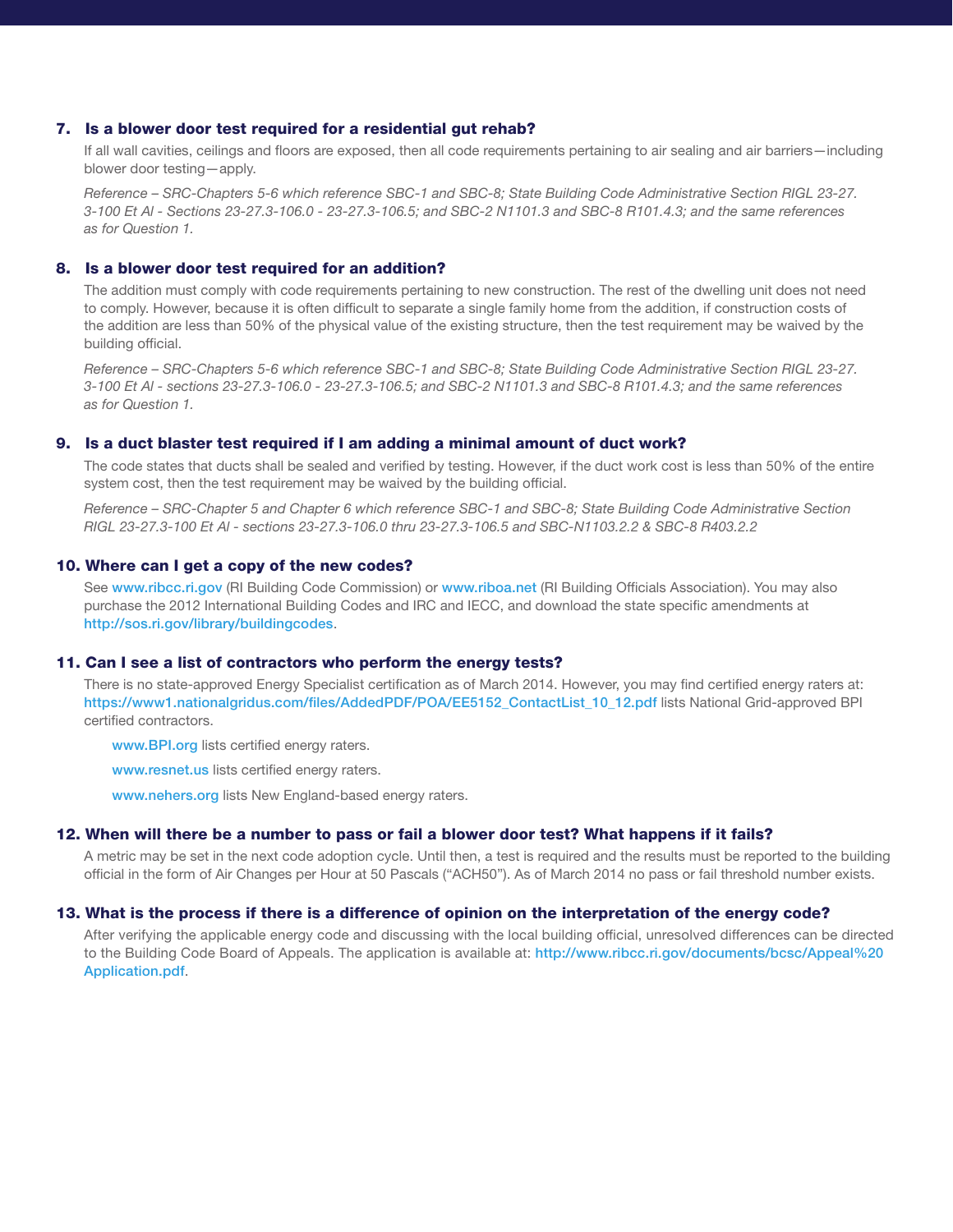### 7. Is a blower door test required for a residential gut rehab?

If all wall cavities, ceilings and floors are exposed, then all code requirements pertaining to air sealing and air barriers—including blower door testing—apply.

*Reference – SRC-Chapters 5-6 which reference SBC-1 and SBC-8; State Building Code Administrative Section RIGL 23-27.3-100 Et Al - Sections 23-27.3-106.0 - 23-27.3-106.5; and SBC-2 N1101.3 and SBC-8 R101.4.3; and the same references as for Question 1.*

### 8. Is a blower door test required for an addition?

The addition must comply with code requirements pertaining to new construction. The rest of the dwelling unit does not need to comply. However, because it is often difficult to separate a single family home from the addition, if construction costs of the addition are less than 50% of the physical value of the existing structure, then the test requirement may be waived by the building official.

*Reference – SRC-Chapters 5-6 which reference SBC-1 and SBC-8; State Building Code Administrative Section RIGL 23-27.3-100 Et Al - sections 23-27.3-106.0 - 23-27.3-106.5; and SBC-2 N1101.3 and SBC-8 R101.4.3; and the same references as for Question 1.*

### 9. Is a duct blaster test required if I am adding a minimal amount of duct work?

The code states that ducts shall be sealed and verified by testing. However, if the duct work cost is less than 50% of the entire system cost, then the test requirement may be waived by the building official.

*Reference – SRC-Chapter 5 and Chapter 6 which reference SBC-1 and SBC-8; State Building Code Administrative Section RIGL 23-27.3-100 Et Al - sections 23-27.3-106.0 thru 23-27.3-106.5 and SBC-N1103.2.2 & SBC-8 R403.2.2*

### 10. Where can I get a copy of the new codes?

See www.ribcc.ri.gov (RI Building Code Commission) or www.riboa.net (RI Building Officials Association). You may also purchase the 2012 International Building Codes and IRC and IECC, and download the state specific amendments at http://sos.ri.gov/library/buildingcodes.

### 11. Can I see a list of contractors who perform the energy tests?

There is no state-approved Energy Specialist certification as of March 2014. However, you may find certified energy raters at: https://www1.nationalgridus.com/files/AddedPDF/POA/EE5152_ContactList_10_12.pdf lists National Grid-approved BPI certified contractors.

www.BPI.org lists certified energy raters.

www.resnet.us lists certified energy raters.

www.nehers.org lists New England-based energy raters.

### 12. When will there be a number to pass or fail a blower door test? What happens if it fails?

A metric may be set in the next code adoption cycle. Until then, a test is required and the results must be reported to the building official in the form of Air Changes per Hour at 50 Pascals ("ACH50"). As of March 2014 no pass or fail threshold number exists.

### 13. What is the process if there is a difference of opinion on the interpretation of the energy code?

After verifying the applicable energy code and discussing with the local building official, unresolved differences can be directed to the Building Code Board of Appeals. The application is available at: http://www.ribcc.ri.gov/documents/bcsc/Appeal%20Application.pdf.